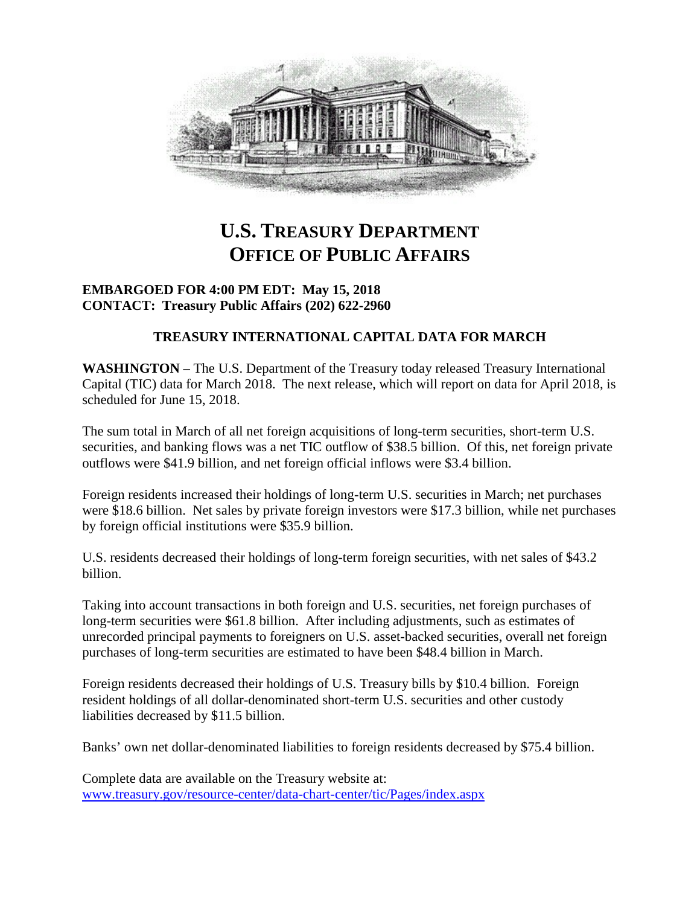# U.S. TREASURY DEPARTMENT
# OFFICE OF PUBLIC AFFAIRS

**EMBARGOED FOR 4:00 PM EDT: May 15, 2018**
**CONTACT: Treasury Public Affairs (202) 622-2960**

## TREASURY INTERNATIONAL CAPITAL DATA FOR MARCH

**WASHINGTON** – The U.S. Department of the Treasury today released Treasury International Capital (TIC) data for March 2018. The next release, which will report on data for April 2018, is scheduled for June 15, 2018.

The sum total in March of all net foreign acquisitions of long-term securities, short-term U.S. securities, and banking flows was a net TIC outflow of $38.5 billion. Of this, net foreign private outflows were $41.9 billion, and net foreign official inflows were $3.4 billion.

Foreign residents increased their holdings of long-term U.S. securities in March; net purchases were $18.6 billion. Net sales by private foreign investors were $17.3 billion, while net purchases by foreign official institutions were $35.9 billion.

U.S. residents decreased their holdings of long-term foreign securities, with net sales of $43.2 billion.

Taking into account transactions in both foreign and U.S. securities, net foreign purchases of long-term securities were $61.8 billion. After including adjustments, such as estimates of unrecorded principal payments to foreigners on U.S. asset-backed securities, overall net foreign purchases of long-term securities are estimated to have been $48.4 billion in March.

Foreign residents decreased their holdings of U.S. Treasury bills by $10.4 billion. Foreign resident holdings of all dollar-denominated short-term U.S. securities and other custody liabilities decreased by $11.5 billion.

Banks' own net dollar-denominated liabilities to foreign residents decreased by $75.4 billion.

Complete data are available on the Treasury website at:
www.treasury.gov/resource-center/data-chart-center/tic/Pages/index.aspx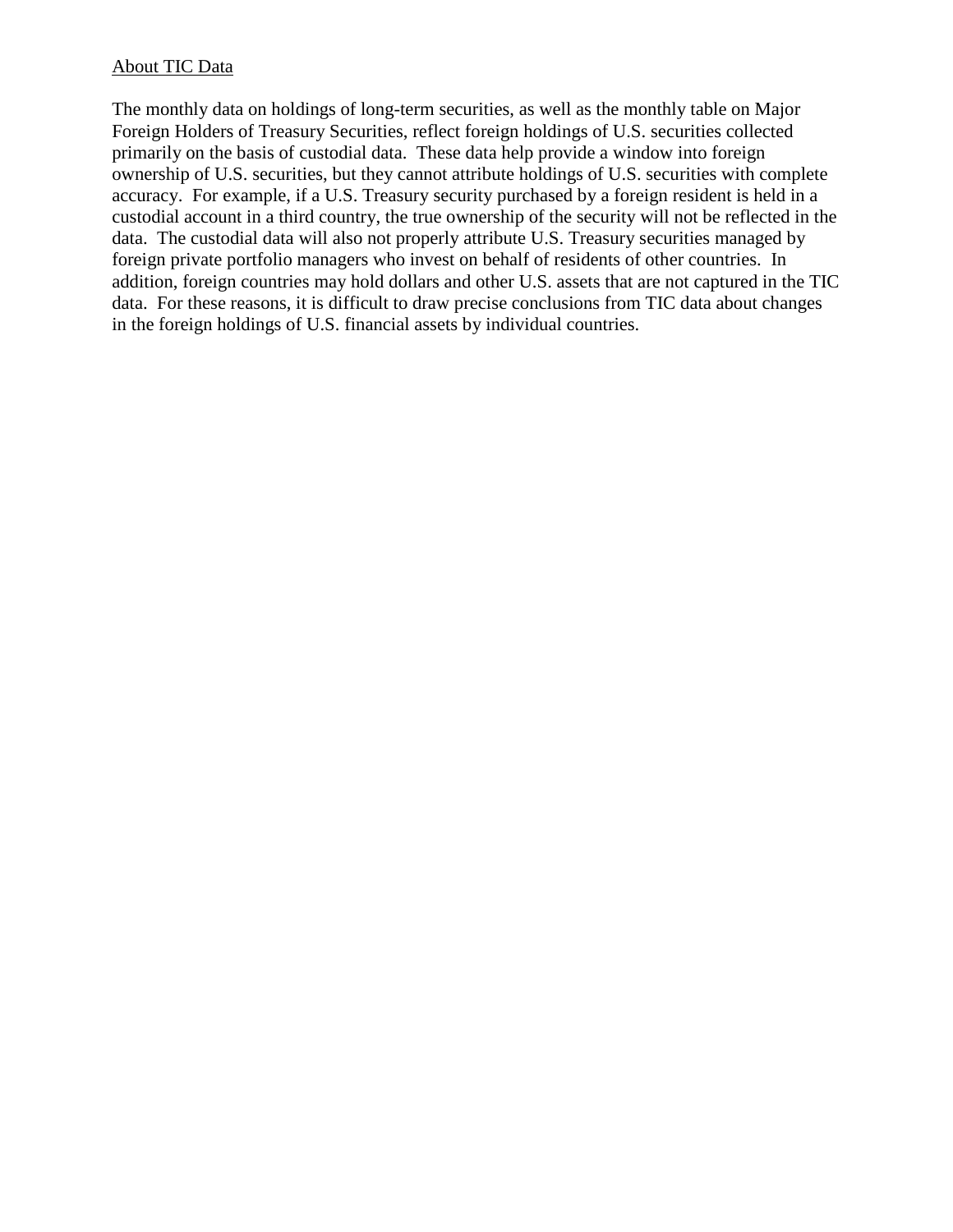About TIC Data

The monthly data on holdings of long-term securities, as well as the monthly table on Major Foreign Holders of Treasury Securities, reflect foreign holdings of U.S. securities collected primarily on the basis of custodial data. These data help provide a window into foreign ownership of U.S. securities, but they cannot attribute holdings of U.S. securities with complete accuracy. For example, if a U.S. Treasury security purchased by a foreign resident is held in a custodial account in a third country, the true ownership of the security will not be reflected in the data. The custodial data will also not properly attribute U.S. Treasury securities managed by foreign private portfolio managers who invest on behalf of residents of other countries. In addition, foreign countries may hold dollars and other U.S. assets that are not captured in the TIC data. For these reasons, it is difficult to draw precise conclusions from TIC data about changes in the foreign holdings of U.S. financial assets by individual countries.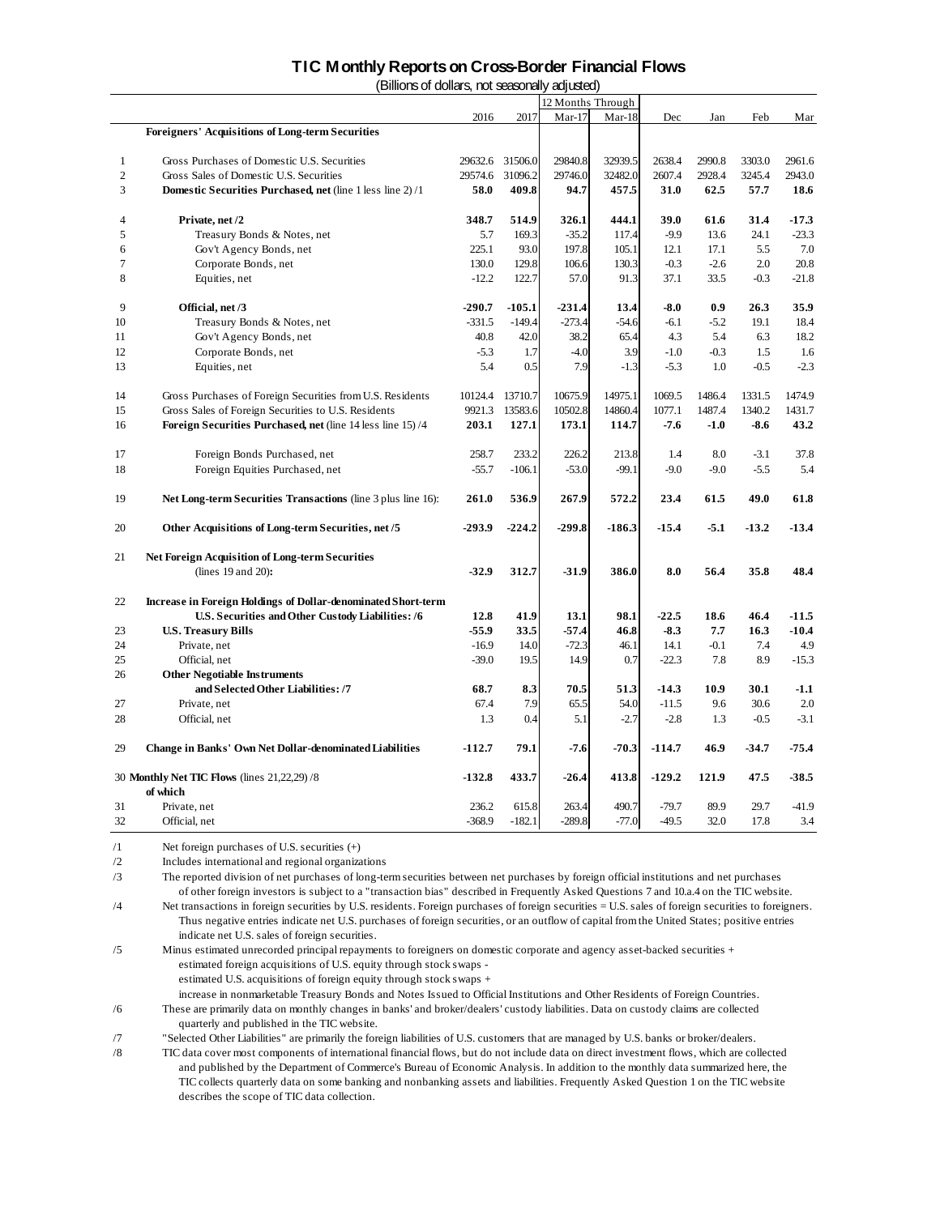# TIC Monthly Reports on Cross-Border Financial Flows

(Billions of dollars, not seasonally adjusted)

| | | 2016 | 2017 | 12 Months Through Mar-17 | 12 Months Through Mar-18 | Dec | Jan | Feb | Mar |
|---|---|---|---|---|---|---|---|---|---|
| | **Foreigners' Acquisitions of Long-term Securities** | | | | | | | | |
| 1 | Gross Purchases of Domestic U.S. Securities | 29632.6 | 31506.0 | 29840.8 | 32939.5 | 2638.4 | 2990.8 | 3303.0 | 2961.6 |
| 2 | Gross Sales of Domestic U.S. Securities | 29574.6 | 31096.2 | 29746.0 | 32482.0 | 2607.4 | 2928.4 | 3245.4 | 2943.0 |
| 3 | **Domestic Securities Purchased, net** (line 1 less line 2) /1 | **58.0** | **409.8** | **94.7** | **457.5** | **31.0** | **62.5** | **57.7** | **18.6** |
| 4 | **Private, net /2** | **348.7** | **514.9** | **326.1** | **444.1** | **39.0** | **61.6** | **31.4** | **-17.3** |
| 5 | Treasury Bonds & Notes, net | 5.7 | 169.3 | -35.2 | 117.4 | -9.9 | 13.6 | 24.1 | -23.3 |
| 6 | Gov't Agency Bonds, net | 225.1 | 93.0 | 197.8 | 105.1 | 12.1 | 17.1 | 5.5 | 7.0 |
| 7 | Corporate Bonds, net | 130.0 | 129.8 | 106.6 | 130.3 | -0.3 | -2.6 | 2.0 | 20.8 |
| 8 | Equities, net | -12.2 | 122.7 | 57.0 | 91.3 | 37.1 | 33.5 | -0.3 | -21.8 |
| 9 | **Official, net /3** | **-290.7** | **-105.1** | **-231.4** | **13.4** | **-8.0** | **0.9** | **26.3** | **35.9** |
| 10 | Treasury Bonds & Notes, net | -331.5 | -149.4 | -273.4 | -54.6 | -6.1 | -5.2 | 19.1 | 18.4 |
| 11 | Gov't Agency Bonds, net | 40.8 | 42.0 | 38.2 | 65.4 | 4.3 | 5.4 | 6.3 | 18.2 |
| 12 | Corporate Bonds, net | -5.3 | 1.7 | -4.0 | 3.9 | -1.0 | -0.3 | 1.5 | 1.6 |
| 13 | Equities, net | 5.4 | 0.5 | 7.9 | -1.3 | -5.3 | 1.0 | -0.5 | -2.3 |
| 14 | Gross Purchases of Foreign Securities from U.S. Residents | 10124.4 | 13710.7 | 10675.9 | 14975.1 | 1069.5 | 1486.4 | 1331.5 | 1474.9 |
| 15 | Gross Sales of Foreign Securities to U.S. Residents | 9921.3 | 13583.6 | 10502.8 | 14860.4 | 1077.1 | 1487.4 | 1340.2 | 1431.7 |
| 16 | **Foreign Securities Purchased, net** (line 14 less line 15) /4 | **203.1** | **127.1** | **173.1** | **114.7** | **-7.6** | **-1.0** | **-8.6** | **43.2** |
| 17 | Foreign Bonds Purchased, net | 258.7 | 233.2 | 226.2 | 213.8 | 1.4 | 8.0 | -3.1 | 37.8 |
| 18 | Foreign Equities Purchased, net | -55.7 | -106.1 | -53.0 | -99.1 | -9.0 | -9.0 | -5.5 | 5.4 |
| 19 | **Net Long-term Securities Transactions** (line 3 plus line 16): | **261.0** | **536.9** | **267.9** | **572.2** | **23.4** | **61.5** | **49.0** | **61.8** |
| 20 | **Other Acquisitions of Long-term Securities, net /5** | **-293.9** | **-224.2** | **-299.8** | **-186.3** | **-15.4** | **-5.1** | **-13.2** | **-13.4** |
| 21 | **Net Foreign Acquisition of Long-term Securities** (lines 19 and 20): | **-32.9** | **312.7** | **-31.9** | **386.0** | **8.0** | **56.4** | **35.8** | **48.4** |
| 22 | **Increase in Foreign Holdings of Dollar-denominated Short-term U.S. Securities and Other Custody Liabilities: /6** | **12.8** | **41.9** | **13.1** | **98.1** | **-22.5** | **18.6** | **46.4** | **-11.5** |
| 23 | **U.S. Treasury Bills** | **-55.9** | **33.5** | **-57.4** | **46.8** | **-8.3** | **7.7** | **16.3** | **-10.4** |
| 24 | Private, net | -16.9 | 14.0 | -72.3 | 46.1 | 14.1 | -0.1 | 7.4 | 4.9 |
| 25 | Official, net | -39.0 | 19.5 | 14.9 | 0.7 | -22.3 | 7.8 | 8.9 | -15.3 |
| 26 | **Other Negotiable Instruments and Selected Other Liabilities: /7** | **68.7** | **8.3** | **70.5** | **51.3** | **-14.3** | **10.9** | **30.1** | **-1.1** |
| 27 | Private, net | 67.4 | 7.9 | 65.5 | 54.0 | -11.5 | 9.6 | 30.6 | 2.0 |
| 28 | Official, net | 1.3 | 0.4 | 5.1 | -2.7 | -2.8 | 1.3 | -0.5 | -3.1 |
| 29 | **Change in Banks' Own Net Dollar-denominated Liabilities** | **-112.7** | **79.1** | **-7.6** | **-70.3** | **-114.7** | **46.9** | **-34.7** | **-75.4** |
| 30 | **Monthly Net TIC Flows** (lines 21,22,29) /8 | **-132.8** | **433.7** | **-26.4** | **413.8** | **-129.2** | **121.9** | **47.5** | **-38.5** |
| | **of which** | | | | | | | | |
| 31 | Private, net | 236.2 | 615.8 | 263.4 | 490.7 | -79.7 | 89.9 | 29.7 | -41.9 |
| 32 | Official, net | -368.9 | -182.1 | -289.8 | -77.0 | -49.5 | 32.0 | 17.8 | 3.4 |

/1 Net foreign purchases of U.S. securities (+)

/2 Includes international and regional organizations

/3 The reported division of net purchases of long-term securities between net purchases by foreign official institutions and net purchases of other foreign investors is subject to a "transaction bias" described in Frequently Asked Questions 7 and 10.a.4 on the TIC website.

/4 Net transactions in foreign securities by U.S. residents. Foreign purchases of foreign securities = U.S. sales of foreign securities to foreigners. Thus negative entries indicate net U.S. purchases of foreign securities, or an outflow of capital from the United States; positive entries indicate net U.S. sales of foreign securities.

/5 Minus estimated unrecorded principal repayments to foreigners on domestic corporate and agency asset-backed securities + estimated foreign acquisitions of U.S. equity through stock swaps - estimated U.S. acquisitions of foreign equity through stock swaps + increase in nonmarketable Treasury Bonds and Notes Issued to Official Institutions and Other Residents of Foreign Countries.

/6 These are primarily data on monthly changes in banks' and broker/dealers' custody liabilities. Data on custody claims are collected quarterly and published in the TIC website.

/7 "Selected Other Liabilities" are primarily the foreign liabilities of U.S. customers that are managed by U.S. banks or broker/dealers.

/8 TIC data cover most components of international financial flows, but do not include data on direct investment flows, which are collected and published by the Department of Commerce's Bureau of Economic Analysis. In addition to the monthly data summarized here, the TIC collects quarterly data on some banking and nonbanking assets and liabilities. Frequently Asked Question 1 on the TIC website describes the scope of TIC data collection.